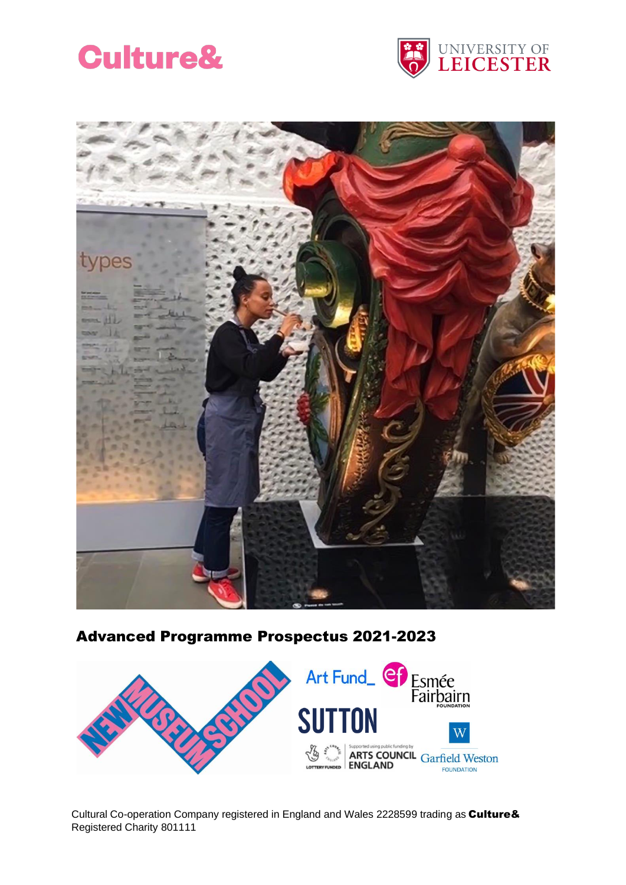# Advanced Programme Prospectus 2021-2023

Cultural Co-operation Company registered in England and Wales 2228599 trading as **Culture&**
Registered Charity 801111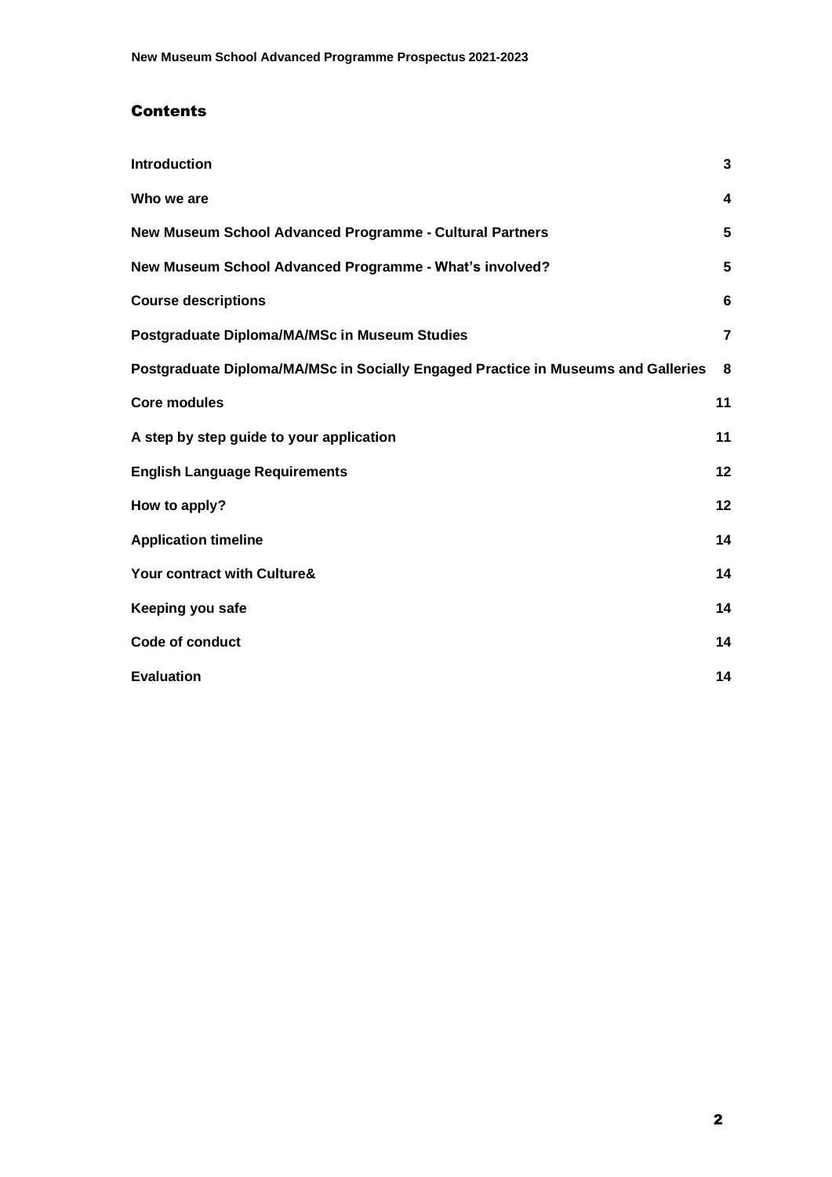## Contents

| | |
|---|---|
| **Introduction** | **3** |
| **Who we are** | **4** |
| **New Museum School Advanced Programme - Cultural Partners** | **5** |
| **New Museum School Advanced Programme - What's involved?** | **5** |
| **Course descriptions** | **6** |
| **Postgraduate Diploma/MA/MSc in Museum Studies** | **7** |
| **Postgraduate Diploma/MA/MSc in Socially Engaged Practice in Museums and Galleries** | **8** |
| **Core modules** | **11** |
| **A step by step guide to your application** | **11** |
| **English Language Requirements** | **12** |
| **How to apply?** | **12** |
| **Application timeline** | **14** |
| **Your contract with Culture&** | **14** |
| **Keeping you safe** | **14** |
| **Code of conduct** | **14** |
| **Evaluation** | **14** |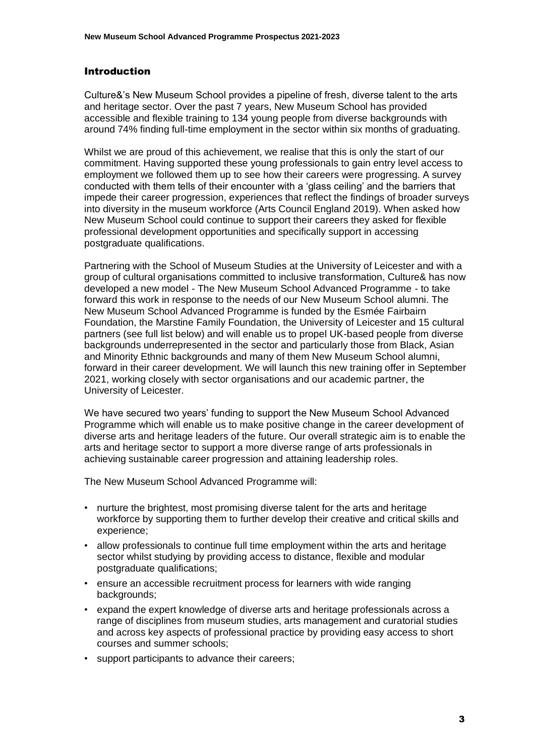## Introduction

Culture&'s New Museum School provides a pipeline of fresh, diverse talent to the arts and heritage sector. Over the past 7 years, New Museum School has provided accessible and flexible training to 134 young people from diverse backgrounds with around 74% finding full-time employment in the sector within six months of graduating.

Whilst we are proud of this achievement, we realise that this is only the start of our commitment. Having supported these young professionals to gain entry level access to employment we followed them up to see how their careers were progressing. A survey conducted with them tells of their encounter with a 'glass ceiling' and the barriers that impede their career progression, experiences that reflect the findings of broader surveys into diversity in the museum workforce (Arts Council England 2019). When asked how New Museum School could continue to support their careers they asked for flexible professional development opportunities and specifically support in accessing postgraduate qualifications.

Partnering with the School of Museum Studies at the University of Leicester and with a group of cultural organisations committed to inclusive transformation, Culture& has now developed a new model - The New Museum School Advanced Programme - to take forward this work in response to the needs of our New Museum School alumni. The New Museum School Advanced Programme is funded by the Esmée Fairbairn Foundation, the Marstine Family Foundation, the University of Leicester and 15 cultural partners (see full list below) and will enable us to propel UK-based people from diverse backgrounds underrepresented in the sector and particularly those from Black, Asian and Minority Ethnic backgrounds and many of them New Museum School alumni, forward in their career development. We will launch this new training offer in September 2021, working closely with sector organisations and our academic partner, the University of Leicester.

We have secured two years' funding to support the New Museum School Advanced Programme which will enable us to make positive change in the career development of diverse arts and heritage leaders of the future. Our overall strategic aim is to enable the arts and heritage sector to support a more diverse range of arts professionals in achieving sustainable career progression and attaining leadership roles.

The New Museum School Advanced Programme will:

- nurture the brightest, most promising diverse talent for the arts and heritage workforce by supporting them to further develop their creative and critical skills and experience;
- allow professionals to continue full time employment within the arts and heritage sector whilst studying by providing access to distance, flexible and modular postgraduate qualifications;
- ensure an accessible recruitment process for learners with wide ranging backgrounds;
- expand the expert knowledge of diverse arts and heritage professionals across a range of disciplines from museum studies, arts management and curatorial studies and across key aspects of professional practice by providing easy access to short courses and summer schools;
- support participants to advance their careers;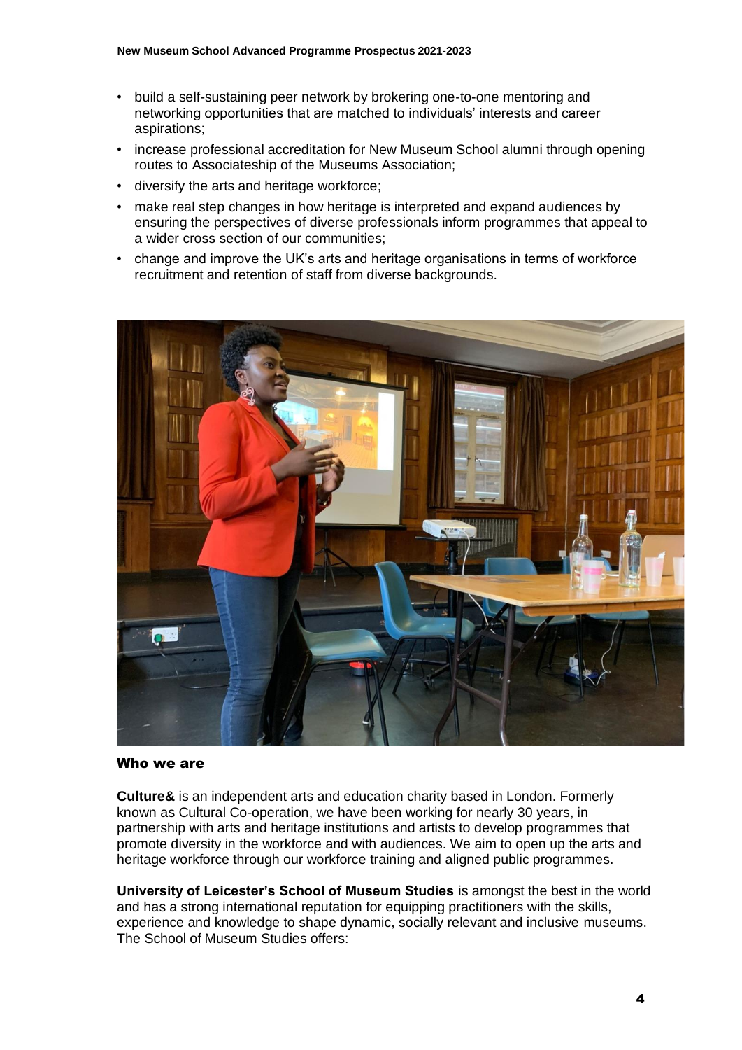- build a self-sustaining peer network by brokering one-to-one mentoring and networking opportunities that are matched to individuals' interests and career aspirations;
- increase professional accreditation for New Museum School alumni through opening routes to Associateship of the Museums Association;
- diversify the arts and heritage workforce;
- make real step changes in how heritage is interpreted and expand audiences by ensuring the perspectives of diverse professionals inform programmes that appeal to a wider cross section of our communities;
- change and improve the UK's arts and heritage organisations in terms of workforce recruitment and retention of staff from diverse backgrounds.

## Who we are

**Culture&** is an independent arts and education charity based in London. Formerly known as Cultural Co-operation, we have been working for nearly 30 years, in partnership with arts and heritage institutions and artists to develop programmes that promote diversity in the workforce and with audiences. We aim to open up the arts and heritage workforce through our workforce training and aligned public programmes.

**University of Leicester's School of Museum Studies** is amongst the best in the world and has a strong international reputation for equipping practitioners with the skills, experience and knowledge to shape dynamic, socially relevant and inclusive museums. The School of Museum Studies offers: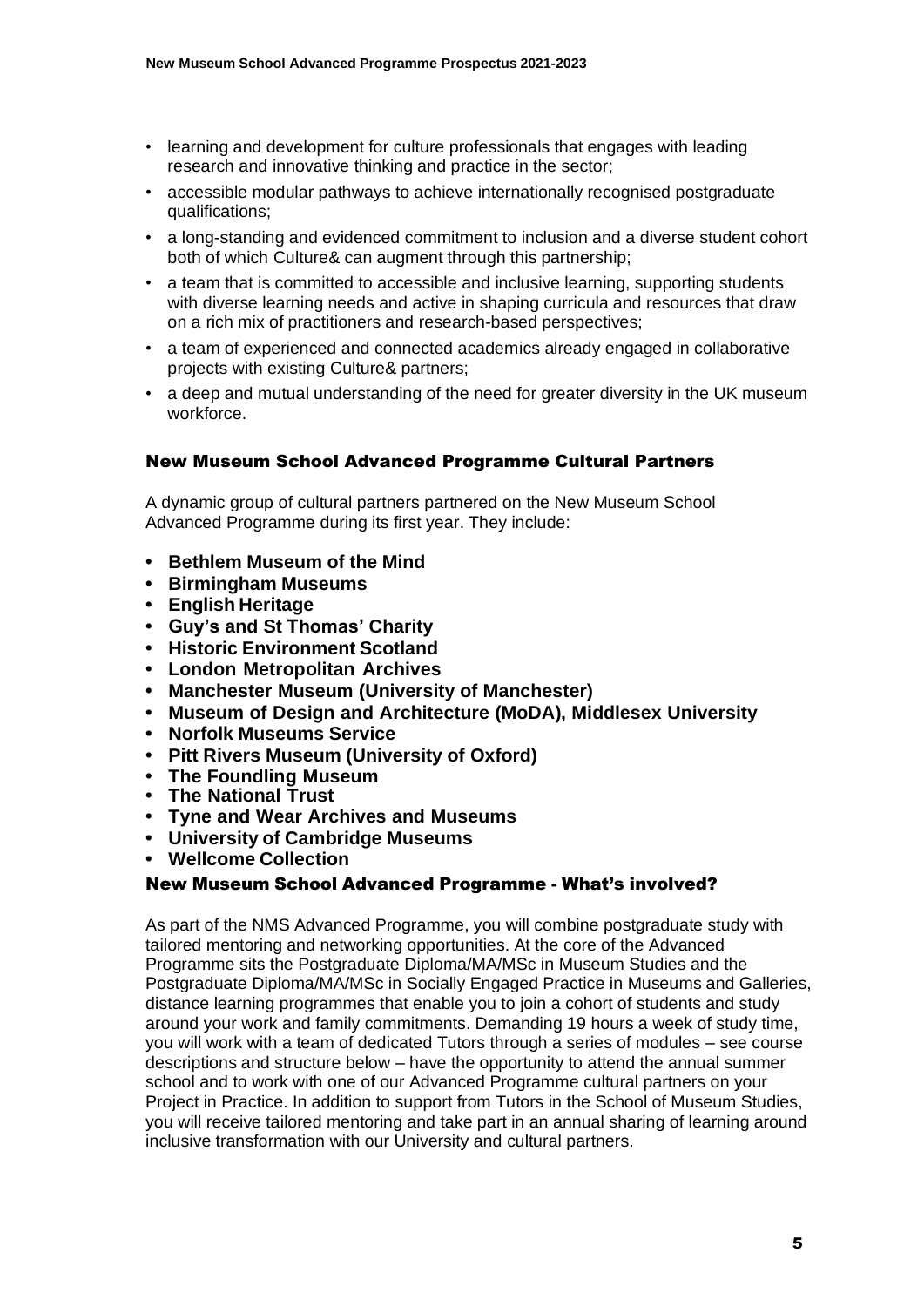- learning and development for culture professionals that engages with leading research and innovative thinking and practice in the sector;
- accessible modular pathways to achieve internationally recognised postgraduate qualifications;
- a long-standing and evidenced commitment to inclusion and a diverse student cohort both of which Culture& can augment through this partnership;
- a team that is committed to accessible and inclusive learning, supporting students with diverse learning needs and active in shaping curricula and resources that draw on a rich mix of practitioners and research-based perspectives;
- a team of experienced and connected academics already engaged in collaborative projects with existing Culture& partners;
- a deep and mutual understanding of the need for greater diversity in the UK museum workforce.

## New Museum School Advanced Programme Cultural Partners

A dynamic group of cultural partners partnered on the New Museum School Advanced Programme during its first year. They include:

- **Bethlem Museum of the Mind**
- **Birmingham Museums**
- **English Heritage**
- **Guy's and St Thomas' Charity**
- **Historic Environment Scotland**
- **London Metropolitan Archives**
- **Manchester Museum (University of Manchester)**
- **Museum of Design and Architecture (MoDA), Middlesex University**
- **Norfolk Museums Service**
- **Pitt Rivers Museum (University of Oxford)**
- **The Foundling Museum**
- **The National Trust**
- **Tyne and Wear Archives and Museums**
- **University of Cambridge Museums**
- **Wellcome Collection**

## New Museum School Advanced Programme - What's involved?

As part of the NMS Advanced Programme, you will combine postgraduate study with tailored mentoring and networking opportunities. At the core of the Advanced Programme sits the Postgraduate Diploma/MA/MSc in Museum Studies and the Postgraduate Diploma/MA/MSc in Socially Engaged Practice in Museums and Galleries, distance learning programmes that enable you to join a cohort of students and study around your work and family commitments. Demanding 19 hours a week of study time, you will work with a team of dedicated Tutors through a series of modules – see course descriptions and structure below – have the opportunity to attend the annual summer school and to work with one of our Advanced Programme cultural partners on your Project in Practice. In addition to support from Tutors in the School of Museum Studies, you will receive tailored mentoring and take part in an annual sharing of learning around inclusive transformation with our University and cultural partners.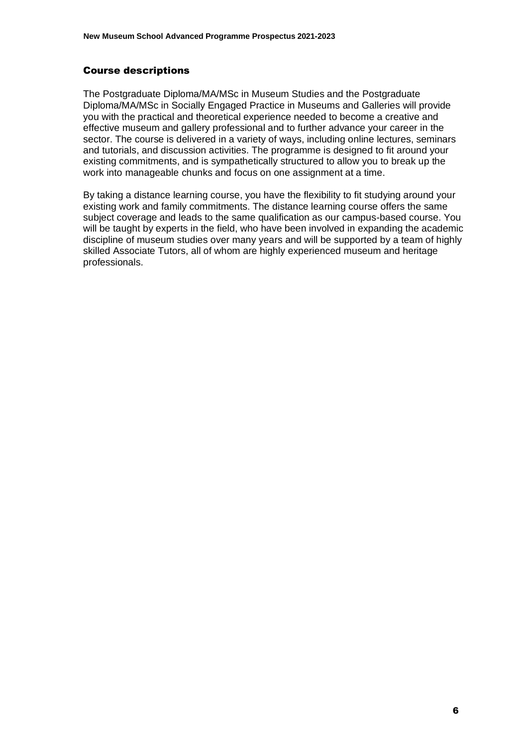## Course descriptions

The Postgraduate Diploma/MA/MSc in Museum Studies and the Postgraduate Diploma/MA/MSc in Socially Engaged Practice in Museums and Galleries will provide you with the practical and theoretical experience needed to become a creative and effective museum and gallery professional and to further advance your career in the sector. The course is delivered in a variety of ways, including online lectures, seminars and tutorials, and discussion activities. The programme is designed to fit around your existing commitments, and is sympathetically structured to allow you to break up the work into manageable chunks and focus on one assignment at a time.

By taking a distance learning course, you have the flexibility to fit studying around your existing work and family commitments. The distance learning course offers the same subject coverage and leads to the same qualification as our campus-based course. You will be taught by experts in the field, who have been involved in expanding the academic discipline of museum studies over many years and will be supported by a team of highly skilled Associate Tutors, all of whom are highly experienced museum and heritage professionals.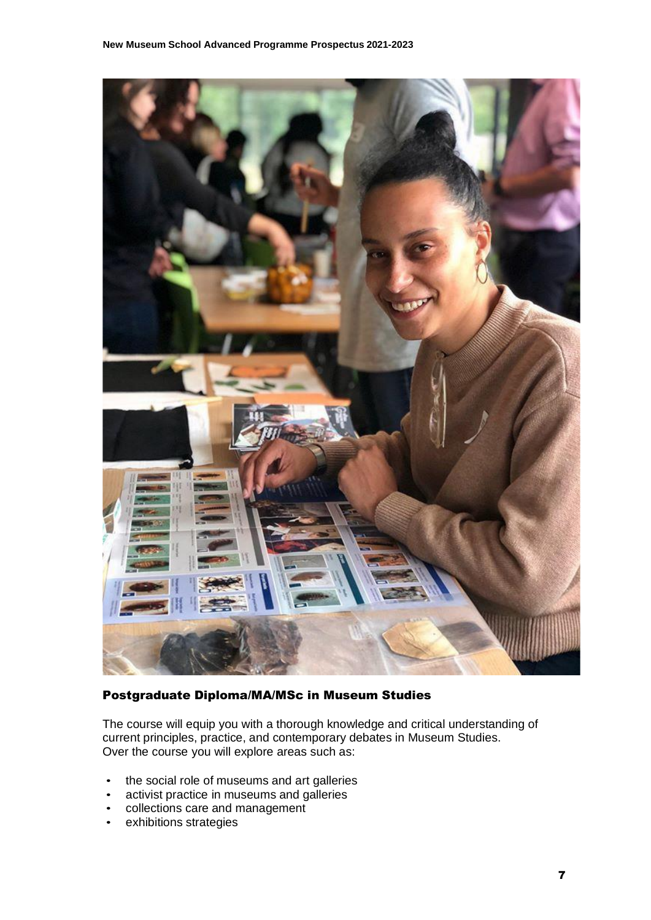## Postgraduate Diploma/MA/MSc in Museum Studies

The course will equip you with a thorough knowledge and critical understanding of current principles, practice, and contemporary debates in Museum Studies.
Over the course you will explore areas such as:

- the social role of museums and art galleries
- activist practice in museums and galleries
- collections care and management
- exhibitions strategies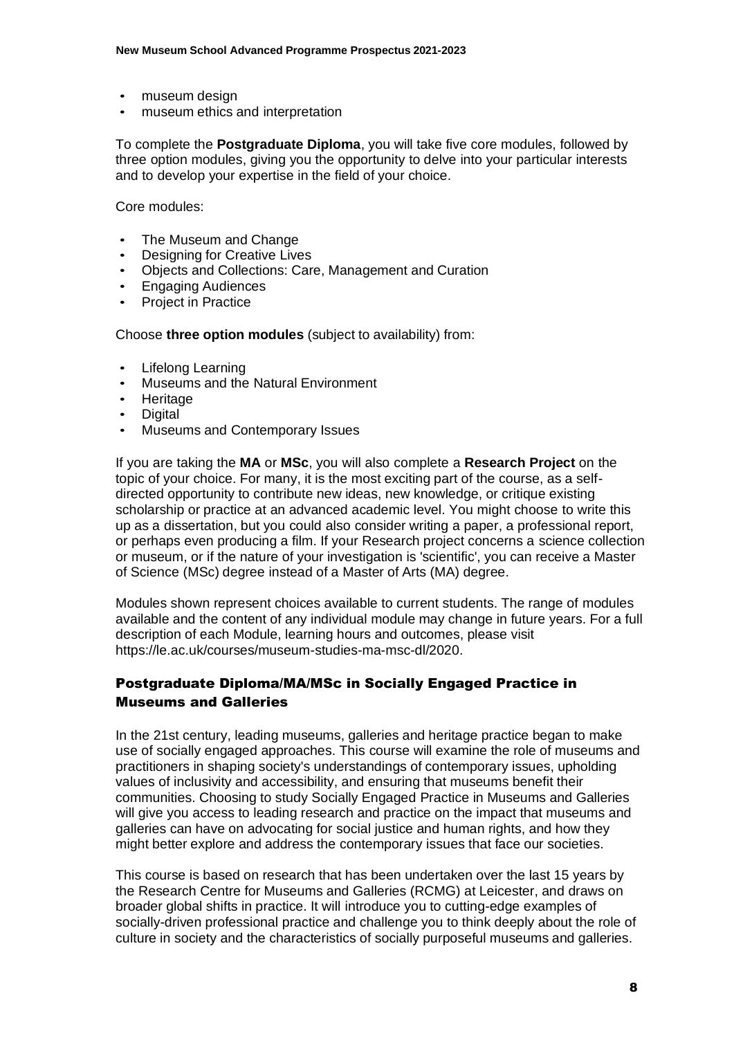- museum design
- museum ethics and interpretation

To complete the **Postgraduate Diploma**, you will take five core modules, followed by three option modules, giving you the opportunity to delve into your particular interests and to develop your expertise in the field of your choice.

Core modules:

- The Museum and Change
- Designing for Creative Lives
- Objects and Collections: Care, Management and Curation
- Engaging Audiences
- Project in Practice

Choose **three option modules** (subject to availability) from:

- Lifelong Learning
- Museums and the Natural Environment
- Heritage
- Digital
- Museums and Contemporary Issues

If you are taking the **MA** or **MSc**, you will also complete a **Research Project** on the topic of your choice. For many, it is the most exciting part of the course, as a self-directed opportunity to contribute new ideas, new knowledge, or critique existing scholarship or practice at an advanced academic level. You might choose to write this up as a dissertation, but you could also consider writing a paper, a professional report, or perhaps even producing a film. If your Research project concerns a science collection or museum, or if the nature of your investigation is 'scientific', you can receive a Master of Science (MSc) degree instead of a Master of Arts (MA) degree.

Modules shown represent choices available to current students. The range of modules available and the content of any individual module may change in future years. For a full description of each Module, learning hours and outcomes, please visit https://le.ac.uk/courses/museum-studies-ma-msc-dl/2020.

## Postgraduate Diploma/MA/MSc in Socially Engaged Practice in Museums and Galleries

In the 21st century, leading museums, galleries and heritage practice began to make use of socially engaged approaches. This course will examine the role of museums and practitioners in shaping society's understandings of contemporary issues, upholding values of inclusivity and accessibility, and ensuring that museums benefit their communities. Choosing to study Socially Engaged Practice in Museums and Galleries will give you access to leading research and practice on the impact that museums and galleries can have on advocating for social justice and human rights, and how they might better explore and address the contemporary issues that face our societies.

This course is based on research that has been undertaken over the last 15 years by the Research Centre for Museums and Galleries (RCMG) at Leicester, and draws on broader global shifts in practice. It will introduce you to cutting-edge examples of socially-driven professional practice and challenge you to think deeply about the role of culture in society and the characteristics of socially purposeful museums and galleries.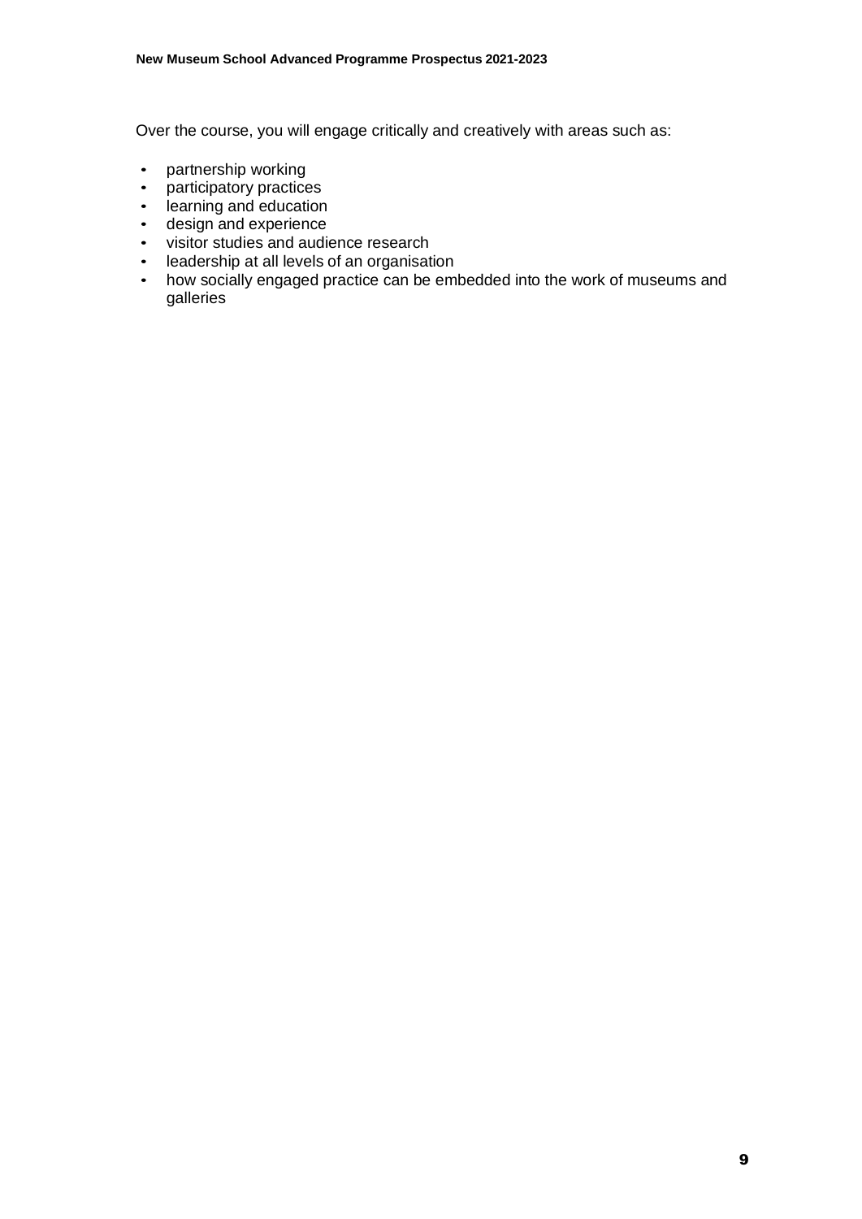Over the course, you will engage critically and creatively with areas such as:

- partnership working
- participatory practices
- learning and education
- design and experience
- visitor studies and audience research
- leadership at all levels of an organisation
- how socially engaged practice can be embedded into the work of museums and galleries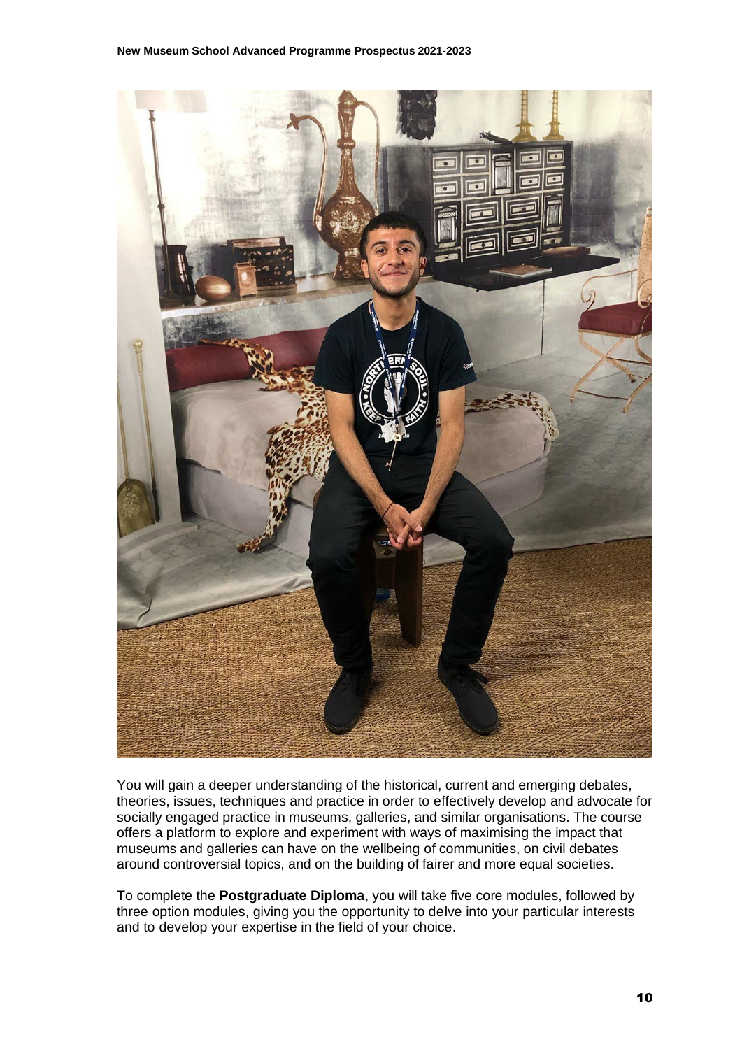You will gain a deeper understanding of the historical, current and emerging debates, theories, issues, techniques and practice in order to effectively develop and advocate for socially engaged practice in museums, galleries, and similar organisations. The course offers a platform to explore and experiment with ways of maximising the impact that museums and galleries can have on the wellbeing of communities, on civil debates around controversial topics, and on the building of fairer and more equal societies.

To complete the **Postgraduate Diploma**, you will take five core modules, followed by three option modules, giving you the opportunity to delve into your particular interests and to develop your expertise in the field of your choice.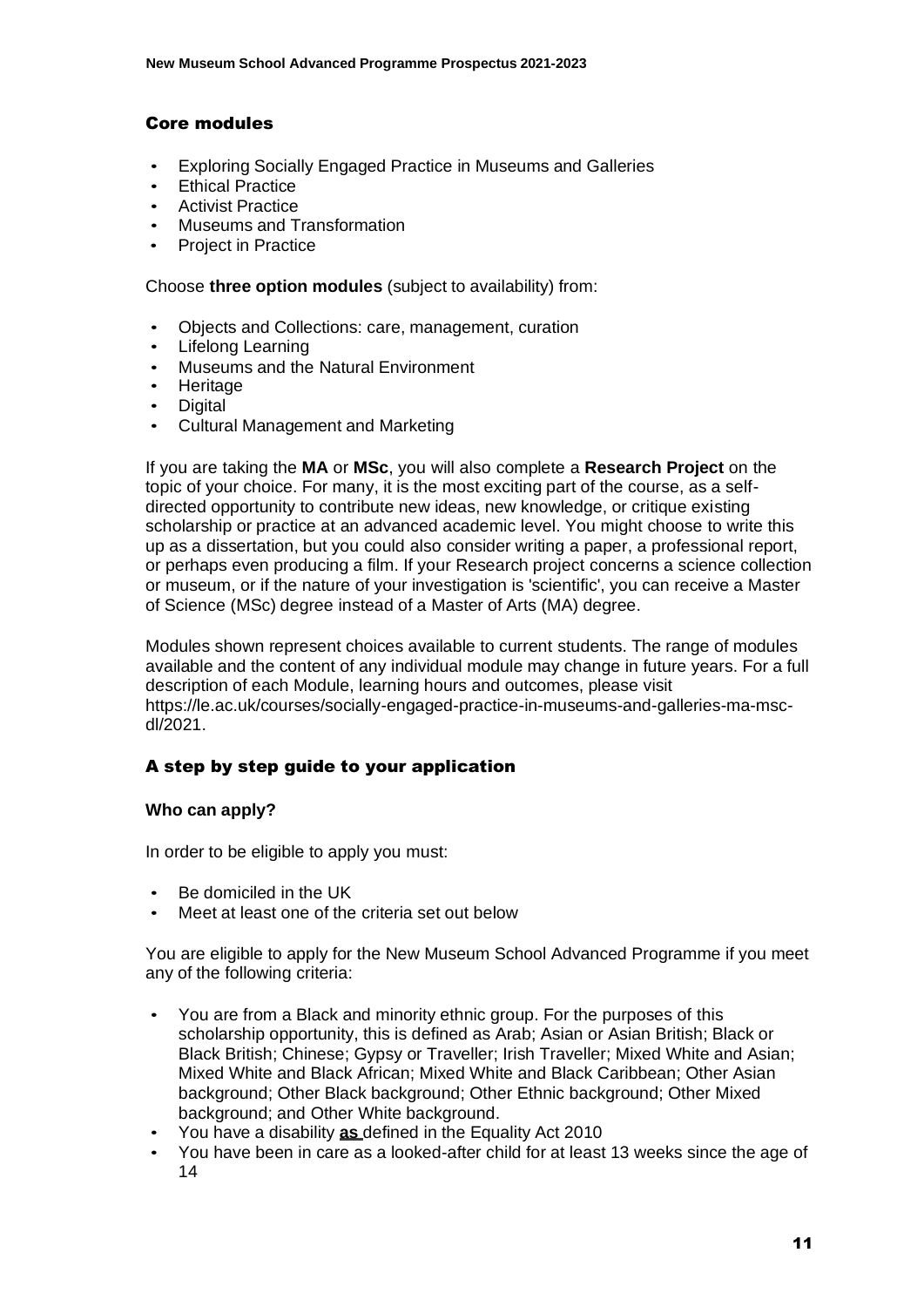### Core modules

- Exploring Socially Engaged Practice in Museums and Galleries
- Ethical Practice
- Activist Practice
- Museums and Transformation
- Project in Practice

Choose **three option modules** (subject to availability) from:

- Objects and Collections: care, management, curation
- Lifelong Learning
- Museums and the Natural Environment
- Heritage
- Digital
- Cultural Management and Marketing

If you are taking the **MA** or **MSc**, you will also complete a **Research Project** on the topic of your choice. For many, it is the most exciting part of the course, as a self-directed opportunity to contribute new ideas, new knowledge, or critique existing scholarship or practice at an advanced academic level. You might choose to write this up as a dissertation, but you could also consider writing a paper, a professional report, or perhaps even producing a film. If your Research project concerns a science collection or museum, or if the nature of your investigation is 'scientific', you can receive a Master of Science (MSc) degree instead of a Master of Arts (MA) degree.

Modules shown represent choices available to current students. The range of modules available and the content of any individual module may change in future years. For a full description of each Module, learning hours and outcomes, please visit https://le.ac.uk/courses/socially-engaged-practice-in-museums-and-galleries-ma-msc-dl/2021.

## A step by step guide to your application

### Who can apply?

In order to be eligible to apply you must:

- Be domiciled in the UK
- Meet at least one of the criteria set out below

You are eligible to apply for the New Museum School Advanced Programme if you meet any of the following criteria:

- You are from a Black and minority ethnic group. For the purposes of this scholarship opportunity, this is defined as Arab; Asian or Asian British; Black or Black British; Chinese; Gypsy or Traveller; Irish Traveller; Mixed White and Asian; Mixed White and Black African; Mixed White and Black Caribbean; Other Asian background; Other Black background; Other Ethnic background; Other Mixed background; and Other White background.
- You have a disability **as** defined in the Equality Act 2010
- You have been in care as a looked-after child for at least 13 weeks since the age of 14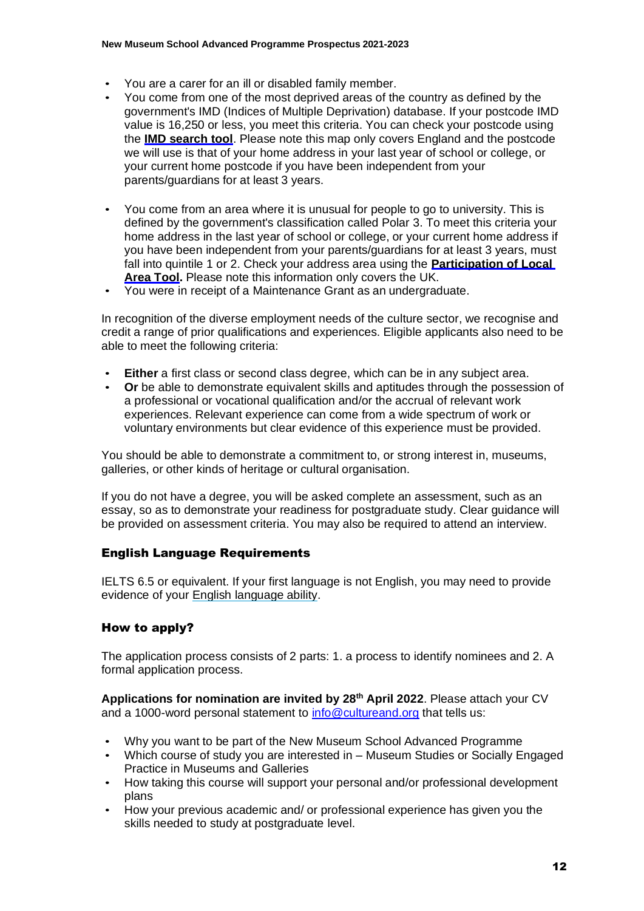- You are a carer for an ill or disabled family member.
- You come from one of the most deprived areas of the country as defined by the government's IMD (Indices of Multiple Deprivation) database. If your postcode IMD value is 16,250 or less, you meet this criteria. You can check your postcode using the **IMD search tool**. Please note this map only covers England and the postcode we will use is that of your home address in your last year of school or college, or your current home postcode if you have been independent from your parents/guardians for at least 3 years.
- You come from an area where it is unusual for people to go to university. This is defined by the government's classification called Polar 3. To meet this criteria your home address in the last year of school or college, or your current home address if you have been independent from your parents/guardians for at least 3 years, must fall into quintile 1 or 2. Check your address area using the **Participation of Local Area Tool.** Please note this information only covers the UK.
- You were in receipt of a Maintenance Grant as an undergraduate.

In recognition of the diverse employment needs of the culture sector, we recognise and credit a range of prior qualifications and experiences. Eligible applicants also need to be able to meet the following criteria:

- **Either** a first class or second class degree, which can be in any subject area.
- **Or** be able to demonstrate equivalent skills and aptitudes through the possession of a professional or vocational qualification and/or the accrual of relevant work experiences. Relevant experience can come from a wide spectrum of work or voluntary environments but clear evidence of this experience must be provided.

You should be able to demonstrate a commitment to, or strong interest in, museums, galleries, or other kinds of heritage or cultural organisation.

If you do not have a degree, you will be asked complete an assessment, such as an essay, so as to demonstrate your readiness for postgraduate study. Clear guidance will be provided on assessment criteria. You may also be required to attend an interview.

## English Language Requirements

IELTS 6.5 or equivalent. If your first language is not English, you may need to provide evidence of your English language ability.

## How to apply?

The application process consists of 2 parts: 1. a process to identify nominees and 2. A formal application process.

**Applications for nomination are invited by 28th April 2022**. Please attach your CV and a 1000-word personal statement to info@cultureand.org that tells us:

- Why you want to be part of the New Museum School Advanced Programme
- Which course of study you are interested in – Museum Studies or Socially Engaged Practice in Museums and Galleries
- How taking this course will support your personal and/or professional development plans
- How your previous academic and/ or professional experience has given you the skills needed to study at postgraduate level.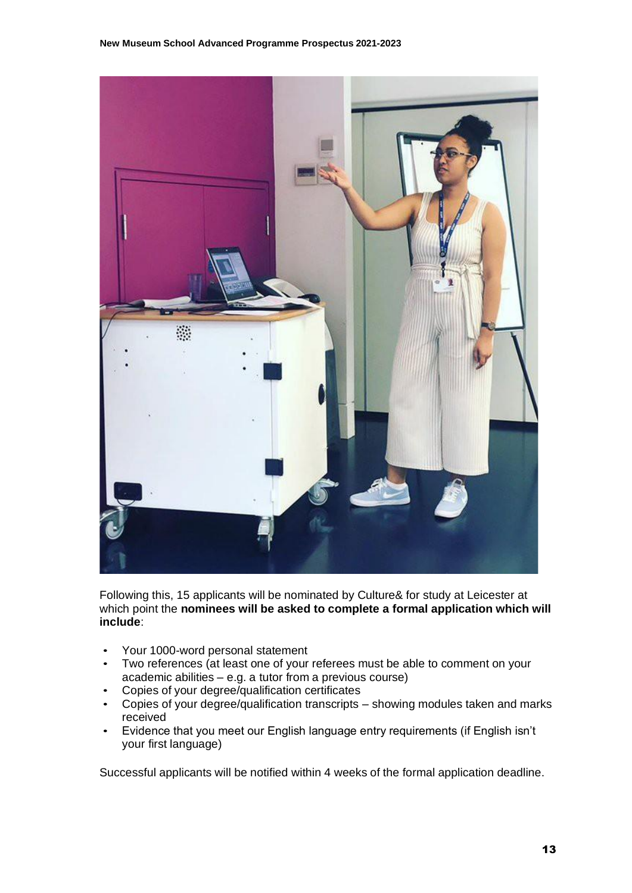Following this, 15 applicants will be nominated by Culture& for study at Leicester at which point the **nominees will be asked to complete a formal application which will include**:

- Your 1000-word personal statement
- Two references (at least one of your referees must be able to comment on your academic abilities – e.g. a tutor from a previous course)
- Copies of your degree/qualification certificates
- Copies of your degree/qualification transcripts – showing modules taken and marks received
- Evidence that you meet our English language entry requirements (if English isn't your first language)

Successful applicants will be notified within 4 weeks of the formal application deadline.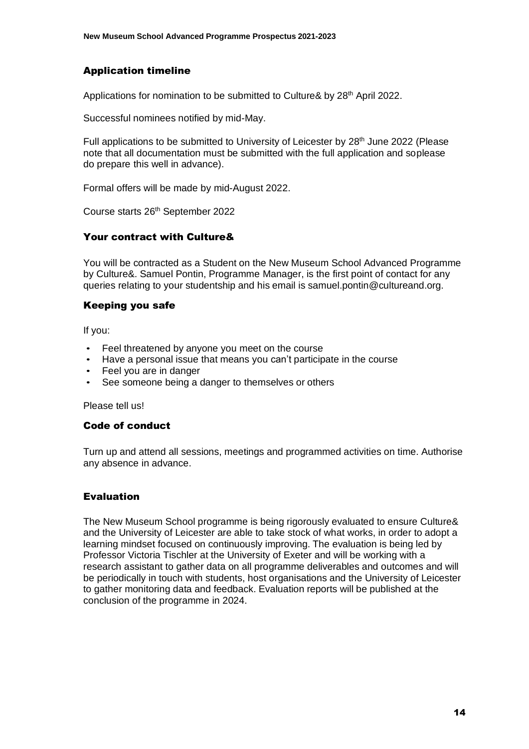## Application timeline

Applications for nomination to be submitted to Culture& by 28th April 2022.

Successful nominees notified by mid-May.

Full applications to be submitted to University of Leicester by 28th June 2022 (Please note that all documentation must be submitted with the full application and soplease do prepare this well in advance).

Formal offers will be made by mid-August 2022.

Course starts 26th September 2022

## Your contract with Culture&

You will be contracted as a Student on the New Museum School Advanced Programme by Culture&. Samuel Pontin, Programme Manager, is the first point of contact for any queries relating to your studentship and his email is samuel.pontin@cultureand.org.

## Keeping you safe

If you:

- Feel threatened by anyone you meet on the course
- Have a personal issue that means you can't participate in the course
- Feel you are in danger
- See someone being a danger to themselves or others

Please tell us!

## Code of conduct

Turn up and attend all sessions, meetings and programmed activities on time. Authorise any absence in advance.

## Evaluation

The New Museum School programme is being rigorously evaluated to ensure Culture& and the University of Leicester are able to take stock of what works, in order to adopt a learning mindset focused on continuously improving. The evaluation is being led by Professor Victoria Tischler at the University of Exeter and will be working with a research assistant to gather data on all programme deliverables and outcomes and will be periodically in touch with students, host organisations and the University of Leicester to gather monitoring data and feedback. Evaluation reports will be published at the conclusion of the programme in 2024.